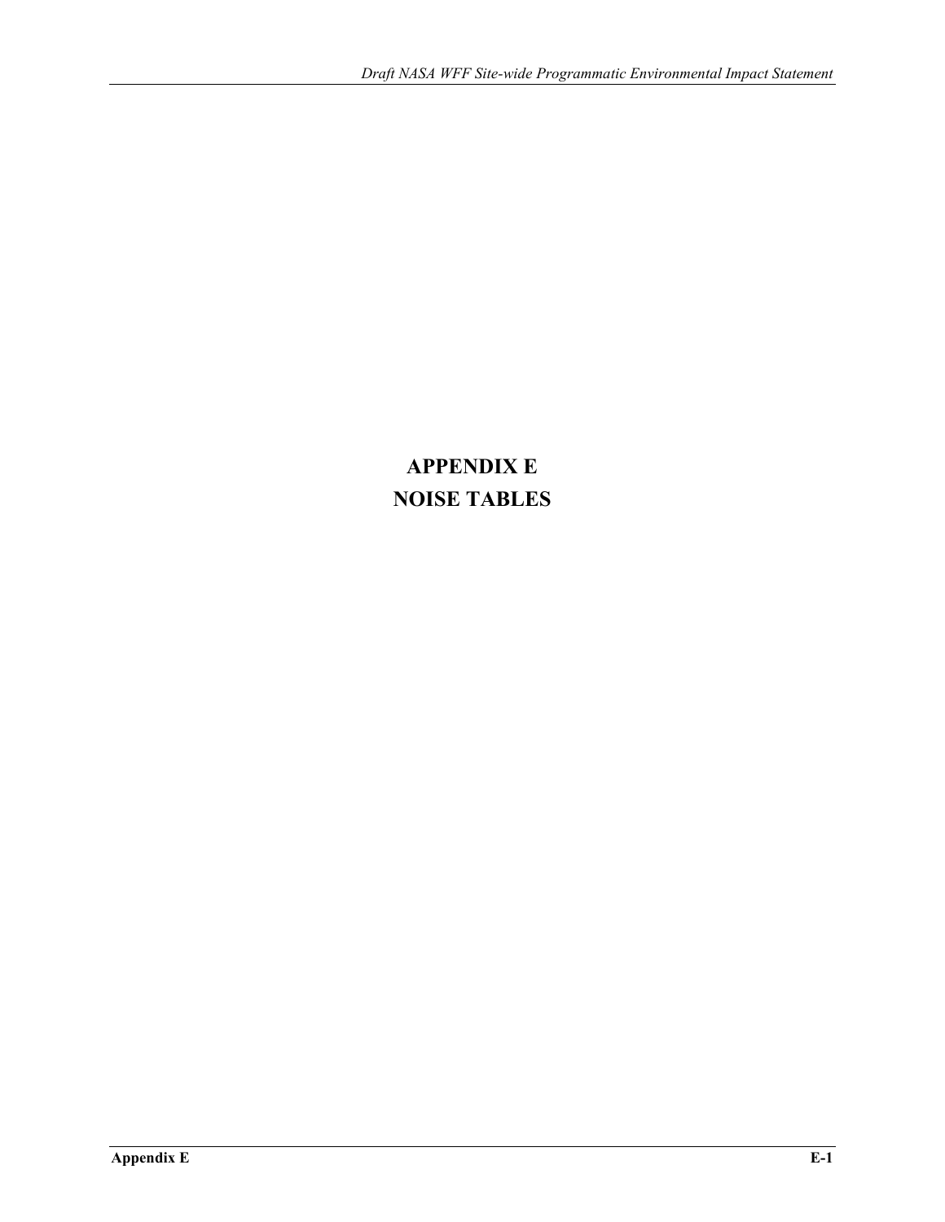# APPENDIX E
# NOISE TABLES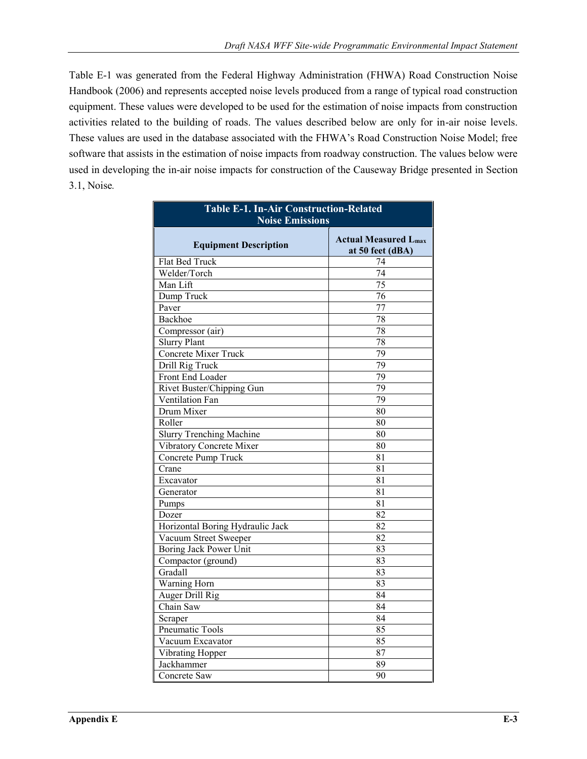Table E-1 was generated from the Federal Highway Administration (FHWA) Road Construction Noise Handbook (2006) and represents accepted noise levels produced from a range of typical road construction equipment. These values were developed to be used for the estimation of noise impacts from construction activities related to the building of roads. The values described below are only for in-air noise levels. These values are used in the database associated with the FHWA's Road Construction Noise Model; free software that assists in the estimation of noise impacts from roadway construction. The values below were used in developing the in-air noise impacts for construction of the Causeway Bridge presented in Section 3.1, Noise.

**Table E-1. In-Air Construction-Related Noise Emissions**

| Equipment Description | Actual Measured $L_{max}$ at 50 feet (dBA) |
|---|---|
| Flat Bed Truck | 74 |
| Welder/Torch | 74 |
| Man Lift | 75 |
| Dump Truck | 76 |
| Paver | 77 |
| Backhoe | 78 |
| Compressor (air) | 78 |
| Slurry Plant | 78 |
| Concrete Mixer Truck | 79 |
| Drill Rig Truck | 79 |
| Front End Loader | 79 |
| Rivet Buster/Chipping Gun | 79 |
| Ventilation Fan | 79 |
| Drum Mixer | 80 |
| Roller | 80 |
| Slurry Trenching Machine | 80 |
| Vibratory Concrete Mixer | 80 |
| Concrete Pump Truck | 81 |
| Crane | 81 |
| Excavator | 81 |
| Generator | 81 |
| Pumps | 81 |
| Dozer | 82 |
| Horizontal Boring Hydraulic Jack | 82 |
| Vacuum Street Sweeper | 82 |
| Boring Jack Power Unit | 83 |
| Compactor (ground) | 83 |
| Gradall | 83 |
| Warning Horn | 83 |
| Auger Drill Rig | 84 |
| Chain Saw | 84 |
| Scraper | 84 |
| Pneumatic Tools | 85 |
| Vacuum Excavator | 85 |
| Vibrating Hopper | 87 |
| Jackhammer | 89 |
| Concrete Saw | 90 |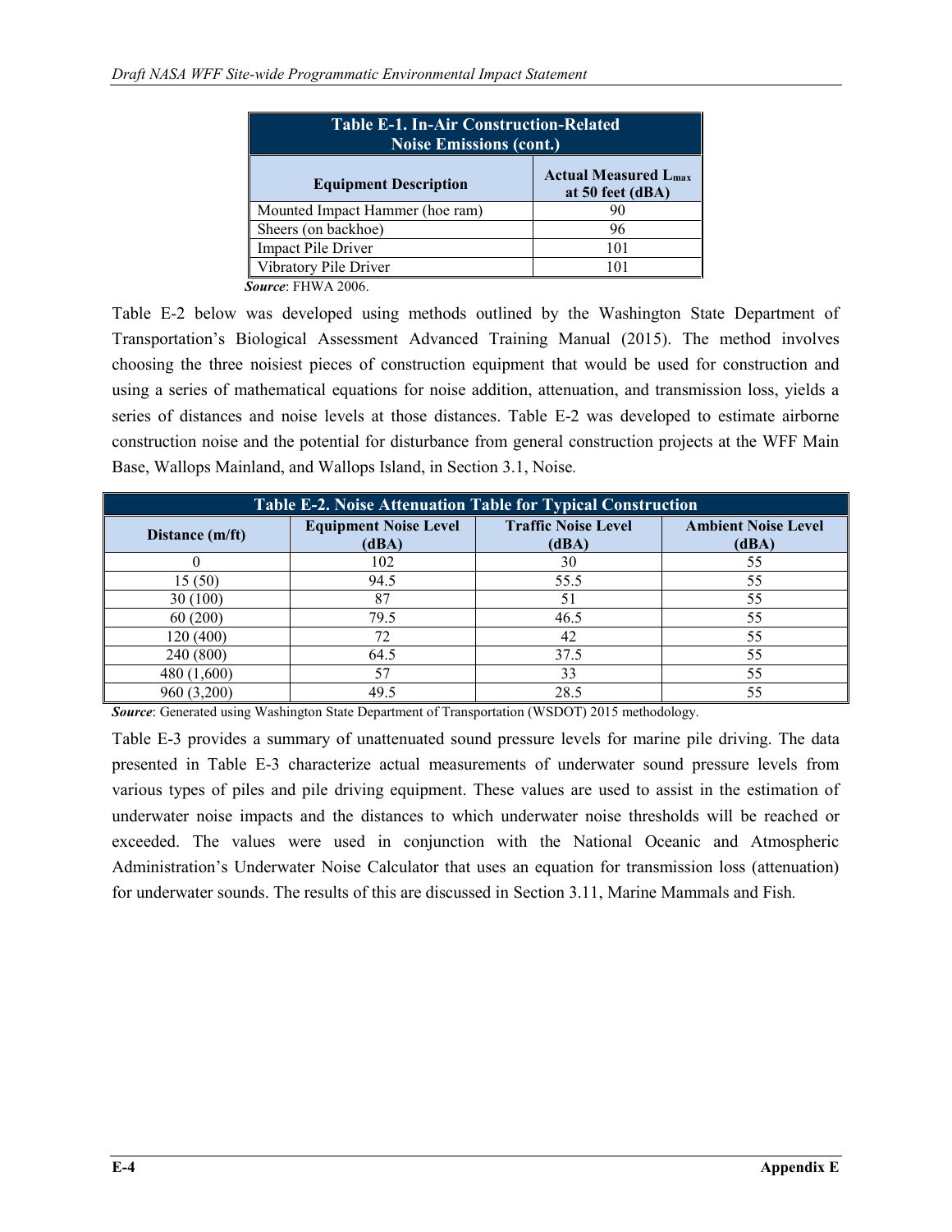| Table E-1. In-Air Construction-Related Noise Emissions (cont.) | |
|---|---|
| **Equipment Description** | **Actual Measured $L_{max}$ at 50 feet (dBA)** |
| Mounted Impact Hammer (hoe ram) | 90 |
| Sheers (on backhoe) | 96 |
| Impact Pile Driver | 101 |
| Vibratory Pile Driver | 101 |

***Source***: FHWA 2006.

Table E-2 below was developed using methods outlined by the Washington State Department of Transportation's Biological Assessment Advanced Training Manual (2015). The method involves choosing the three noisiest pieces of construction equipment that would be used for construction and using a series of mathematical equations for noise addition, attenuation, and transmission loss, yields a series of distances and noise levels at those distances. Table E-2 was developed to estimate airborne construction noise and the potential for disturbance from general construction projects at the WFF Main Base, Wallops Mainland, and Wallops Island, in Section 3.1, Noise.

| Table E-2. Noise Attenuation Table for Typical Construction | | | |
|---|---|---|---|
| **Distance (m/ft)** | **Equipment Noise Level (dBA)** | **Traffic Noise Level (dBA)** | **Ambient Noise Level (dBA)** |
| 0 | 102 | 30 | 55 |
| 15 (50) | 94.5 | 55.5 | 55 |
| 30 (100) | 87 | 51 | 55 |
| 60 (200) | 79.5 | 46.5 | 55 |
| 120 (400) | 72 | 42 | 55 |
| 240 (800) | 64.5 | 37.5 | 55 |
| 480 (1,600) | 57 | 33 | 55 |
| 960 (3,200) | 49.5 | 28.5 | 55 |

***Source***: Generated using Washington State Department of Transportation (WSDOT) 2015 methodology.

Table E-3 provides a summary of unattenuated sound pressure levels for marine pile driving. The data presented in Table E-3 characterize actual measurements of underwater sound pressure levels from various types of piles and pile driving equipment. These values are used to assist in the estimation of underwater noise impacts and the distances to which underwater noise thresholds will be reached or exceeded. The values were used in conjunction with the National Oceanic and Atmospheric Administration's Underwater Noise Calculator that uses an equation for transmission loss (attenuation) for underwater sounds. The results of this are discussed in Section 3.11, Marine Mammals and Fish.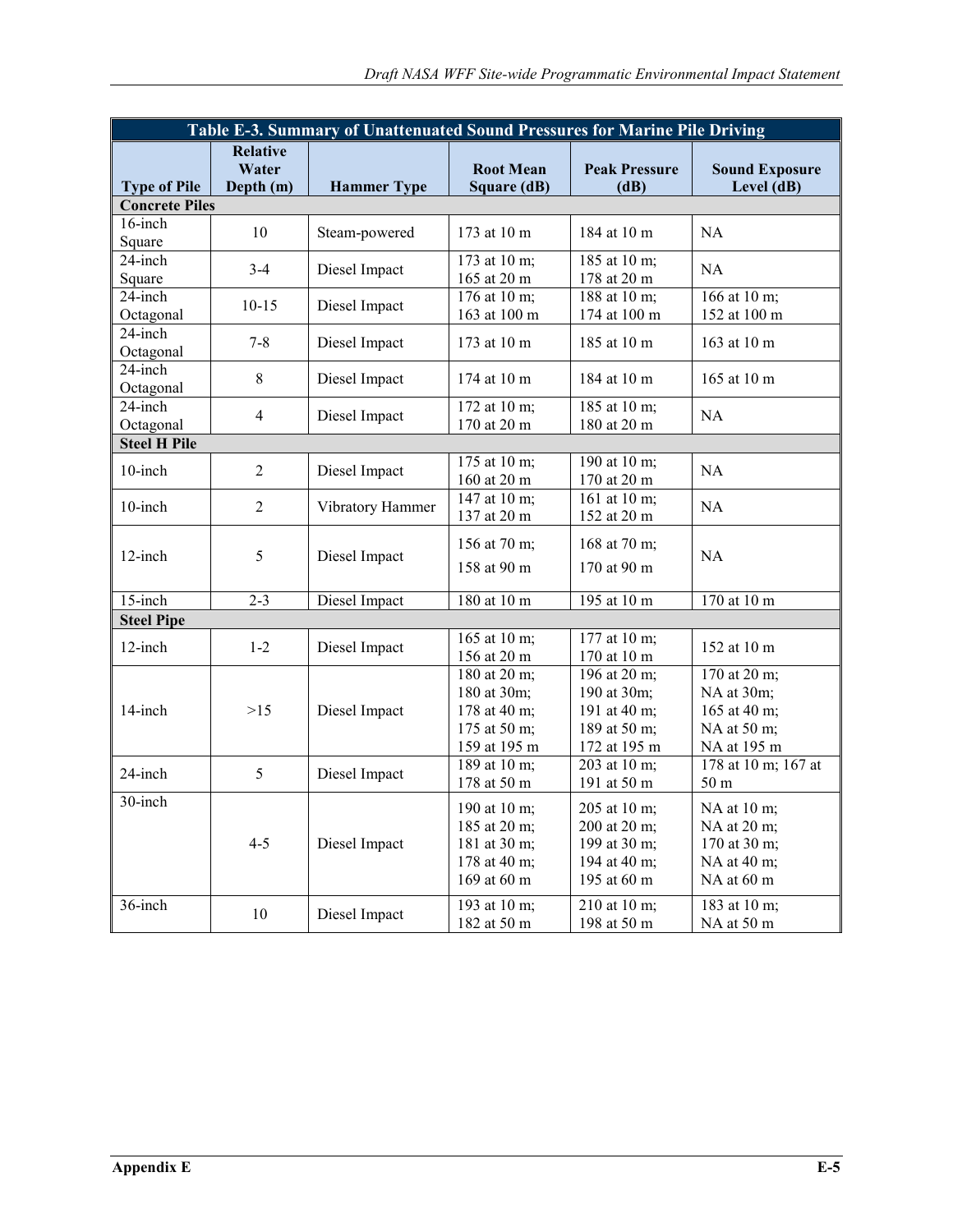| Table E-3. Summary of Unattenuated Sound Pressures for Marine Pile Driving | | | | | |
|---|---|---|---|---|---|
| **Type of Pile** | **Relative Water Depth (m)** | **Hammer Type** | **Root Mean Square (dB)** | **Peak Pressure (dB)** | **Sound Exposure Level (dB)** |
| **Concrete Piles** | | | | | |
| 16-inch Square | 10 | Steam-powered | 173 at 10 m | 184 at 10 m | NA |
| 24-inch Square | 3-4 | Diesel Impact | 173 at 10 m; 165 at 20 m | 185 at 10 m; 178 at 20 m | NA |
| 24-inch Octagonal | 10-15 | Diesel Impact | 176 at 10 m; 163 at 100 m | 188 at 10 m; 174 at 100 m | 166 at 10 m; 152 at 100 m |
| 24-inch Octagonal | 7-8 | Diesel Impact | 173 at 10 m | 185 at 10 m | 163 at 10 m |
| 24-inch Octagonal | 8 | Diesel Impact | 174 at 10 m | 184 at 10 m | 165 at 10 m |
| 24-inch Octagonal | 4 | Diesel Impact | 172 at 10 m; 170 at 20 m | 185 at 10 m; 180 at 20 m | NA |
| **Steel H Pile** | | | | | |
| 10-inch | 2 | Diesel Impact | 175 at 10 m; 160 at 20 m | 190 at 10 m; 170 at 20 m | NA |
| 10-inch | 2 | Vibratory Hammer | 147 at 10 m; 137 at 20 m | 161 at 10 m; 152 at 20 m | NA |
| 12-inch | 5 | Diesel Impact | 156 at 70 m; 158 at 90 m | 168 at 70 m; 170 at 90 m | NA |
| 15-inch | 2-3 | Diesel Impact | 180 at 10 m | 195 at 10 m | 170 at 10 m |
| **Steel Pipe** | | | | | |
| 12-inch | 1-2 | Diesel Impact | 165 at 10 m; 156 at 20 m | 177 at 10 m; 170 at 10 m | 152 at 10 m |
| 14-inch | >15 | Diesel Impact | 180 at 20 m; 180 at 30m; 178 at 40 m; 175 at 50 m; 159 at 195 m | 196 at 20 m; 190 at 30m; 191 at 40 m; 189 at 50 m; 172 at 195 m | 170 at 20 m; NA at 30m; 165 at 40 m; NA at 50 m; NA at 195 m |
| 24-inch | 5 | Diesel Impact | 189 at 10 m; 178 at 50 m | 203 at 10 m; 191 at 50 m | 178 at 10 m; 167 at 50 m |
| 30-inch | 4-5 | Diesel Impact | 190 at 10 m; 185 at 20 m; 181 at 30 m; 178 at 40 m; 169 at 60 m | 205 at 10 m; 200 at 20 m; 199 at 30 m; 194 at 40 m; 195 at 60 m | NA at 10 m; NA at 20 m; 170 at 30 m; NA at 40 m; NA at 60 m |
| 36-inch | 10 | Diesel Impact | 193 at 10 m; 182 at 50 m | 210 at 10 m; 198 at 50 m | 183 at 10 m; NA at 50 m |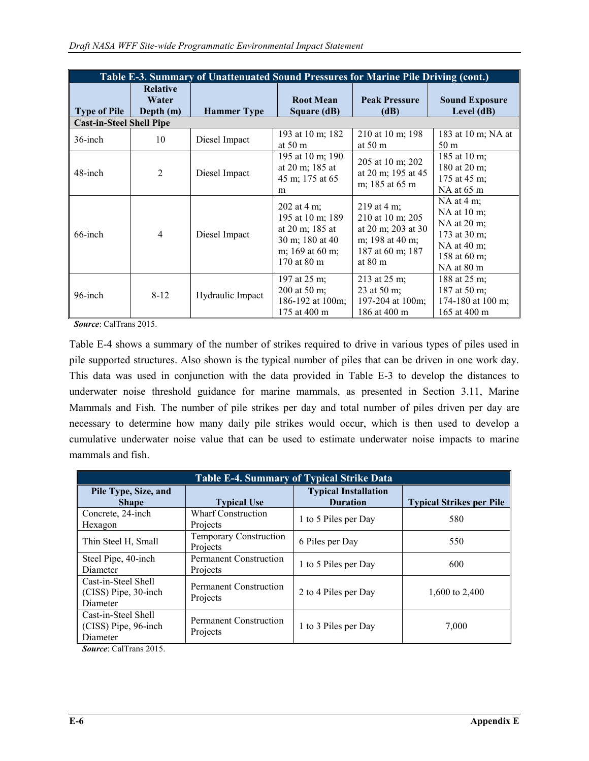| Table E-3. Summary of Unattenuated Sound Pressures for Marine Pile Driving (cont.) | | | | | |
|---|---|---|---|---|---|
| **Type of Pile** | **Relative Water Depth (m)** | **Hammer Type** | **Root Mean Square (dB)** | **Peak Pressure (dB)** | **Sound Exposure Level (dB)** |
| **Cast-in-Steel Shell Pipe** | | | | | |
| 36-inch | 10 | Diesel Impact | 193 at 10 m; 182 at 50 m | 210 at 10 m; 198 at 50 m | 183 at 10 m; NA at 50 m |
| 48-inch | 2 | Diesel Impact | 195 at 10 m; 190 at 20 m; 185 at 45 m; 175 at 65 m | 205 at 10 m; 202 at 20 m; 195 at 45 m; 185 at 65 m | 185 at 10 m; 180 at 20 m; 175 at 45 m; NA at 65 m |
| 66-inch | 4 | Diesel Impact | 202 at 4 m; 195 at 10 m; 189 at 20 m; 185 at 30 m; 180 at 40 m; 169 at 60 m; 170 at 80 m | 219 at 4 m; 210 at 10 m; 205 at 20 m; 203 at 30 m; 198 at 40 m; 187 at 60 m; 187 at 80 m | NA at 4 m; NA at 10 m; NA at 20 m; 173 at 30 m; NA at 40 m; 158 at 60 m; NA at 80 m |
| 96-inch | 8-12 | Hydraulic Impact | 197 at 25 m; 200 at 50 m; 186-192 at 100m; 175 at 400 m | 213 at 25 m; 23 at 50 m; 197-204 at 100m; 186 at 400 m | 188 at 25 m; 187 at 50 m; 174-180 at 100 m; 165 at 400 m |

***Source***: CalTrans 2015.

Table E-4 shows a summary of the number of strikes required to drive in various types of piles used in pile supported structures. Also shown is the typical number of piles that can be driven in one work day. This data was used in conjunction with the data provided in Table E-3 to develop the distances to underwater noise threshold guidance for marine mammals, as presented in Section 3.11, Marine Mammals and Fish*.* The number of pile strikes per day and total number of piles driven per day are necessary to determine how many daily pile strikes would occur, which is then used to develop a cumulative underwater noise value that can be used to estimate underwater noise impacts to marine mammals and fish.

| Table E-4. Summary of Typical Strike Data | | | |
|---|---|---|---|
| **Pile Type, Size, and Shape** | **Typical Use** | **Typical Installation Duration** | **Typical Strikes per Pile** |
| Concrete, 24-inch Hexagon | Wharf Construction Projects | 1 to 5 Piles per Day | 580 |
| Thin Steel H, Small | Temporary Construction Projects | 6 Piles per Day | 550 |
| Steel Pipe, 40-inch Diameter | Permanent Construction Projects | 1 to 5 Piles per Day | 600 |
| Cast-in-Steel Shell (CISS) Pipe, 30-inch Diameter | Permanent Construction Projects | 2 to 4 Piles per Day | 1,600 to 2,400 |
| Cast-in-Steel Shell (CISS) Pipe, 96-inch Diameter | Permanent Construction Projects | 1 to 3 Piles per Day | 7,000 |

***Source***: CalTrans 2015.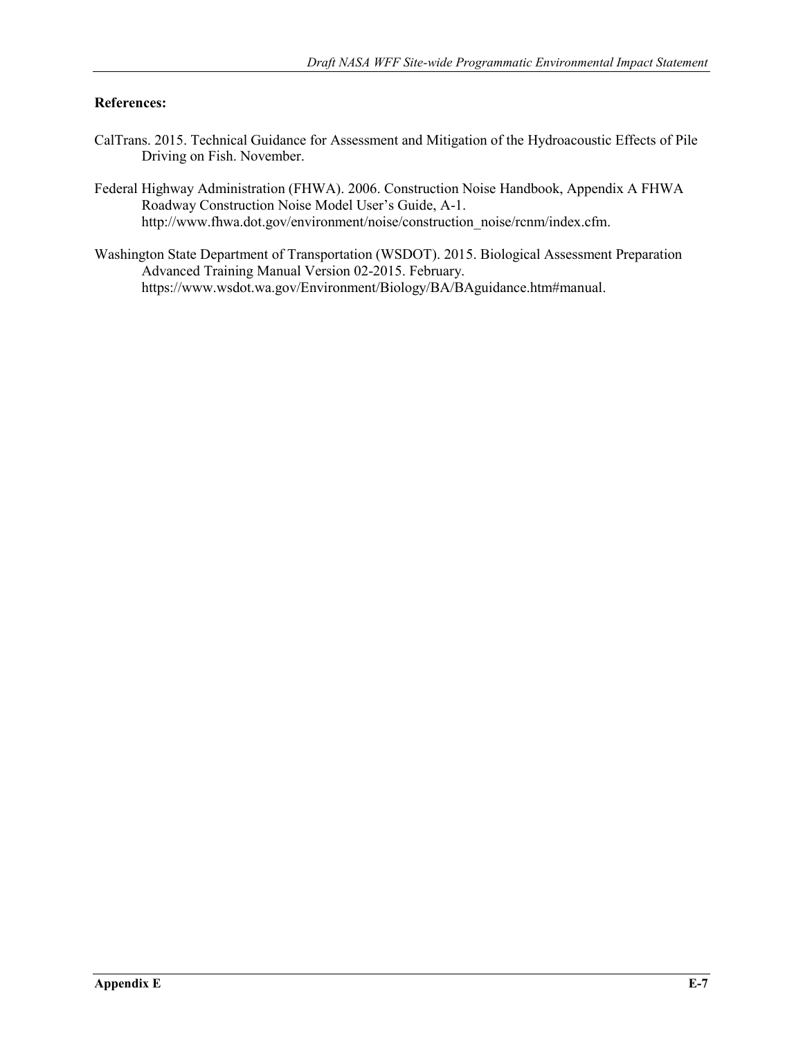**References:**

CalTrans. 2015. Technical Guidance for Assessment and Mitigation of the Hydroacoustic Effects of Pile Driving on Fish. November.

Federal Highway Administration (FHWA). 2006. Construction Noise Handbook, Appendix A FHWA Roadway Construction Noise Model User's Guide, A-1. http://www.fhwa.dot.gov/environment/noise/construction_noise/rcnm/index.cfm.

Washington State Department of Transportation (WSDOT). 2015. Biological Assessment Preparation Advanced Training Manual Version 02-2015. February. https://www.wsdot.wa.gov/Environment/Biology/BA/BAguidance.htm#manual.